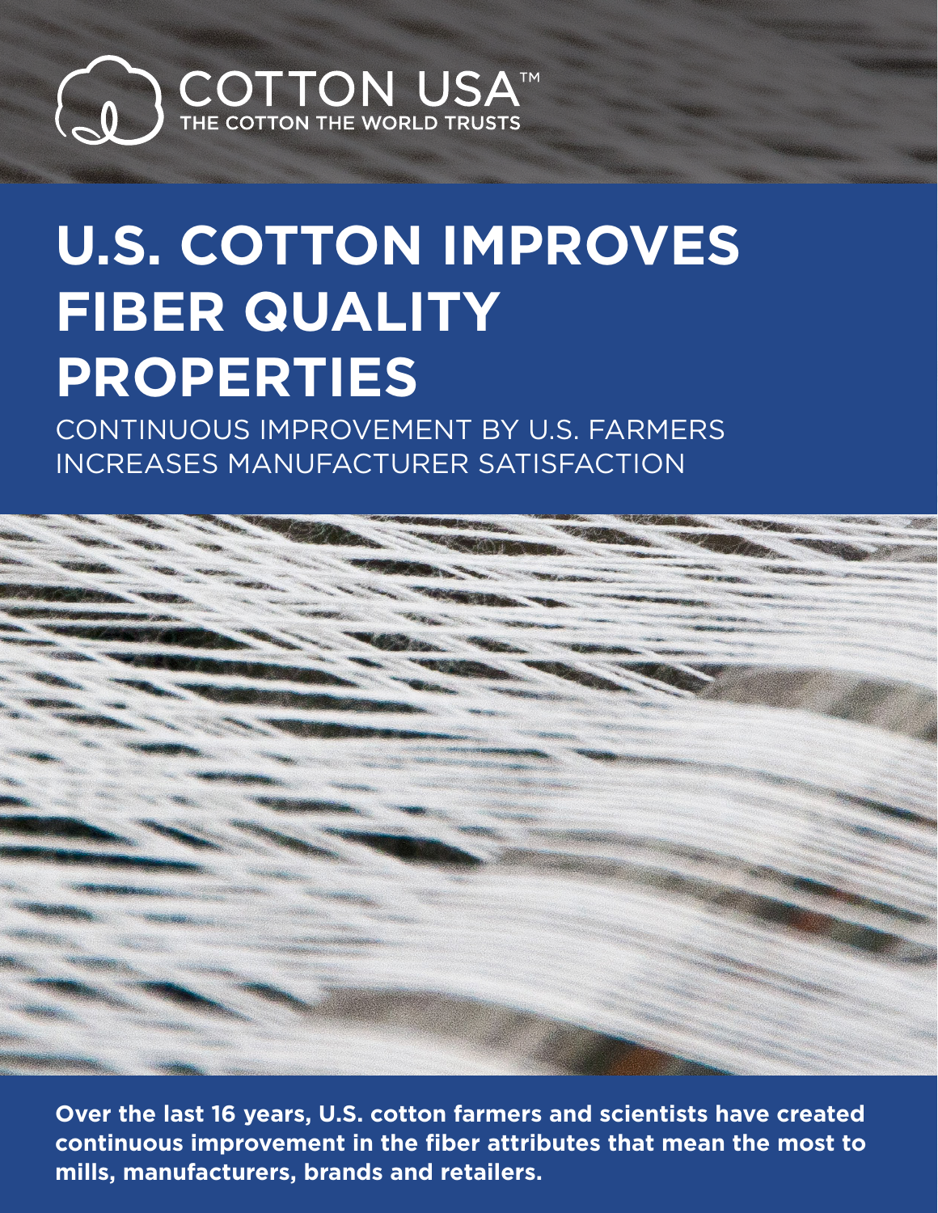COTTON USA™
THE COTTON THE WORLD TRUSTS

# U.S. COTTON IMPROVES FIBER QUALITY PROPERTIES

CONTINUOUS IMPROVEMENT BY U.S. FARMERS INCREASES MANUFACTURER SATISFACTION

**Over the last 16 years, U.S. cotton farmers and scientists have created continuous improvement in the fiber attributes that mean the most to mills, manufacturers, brands and retailers.**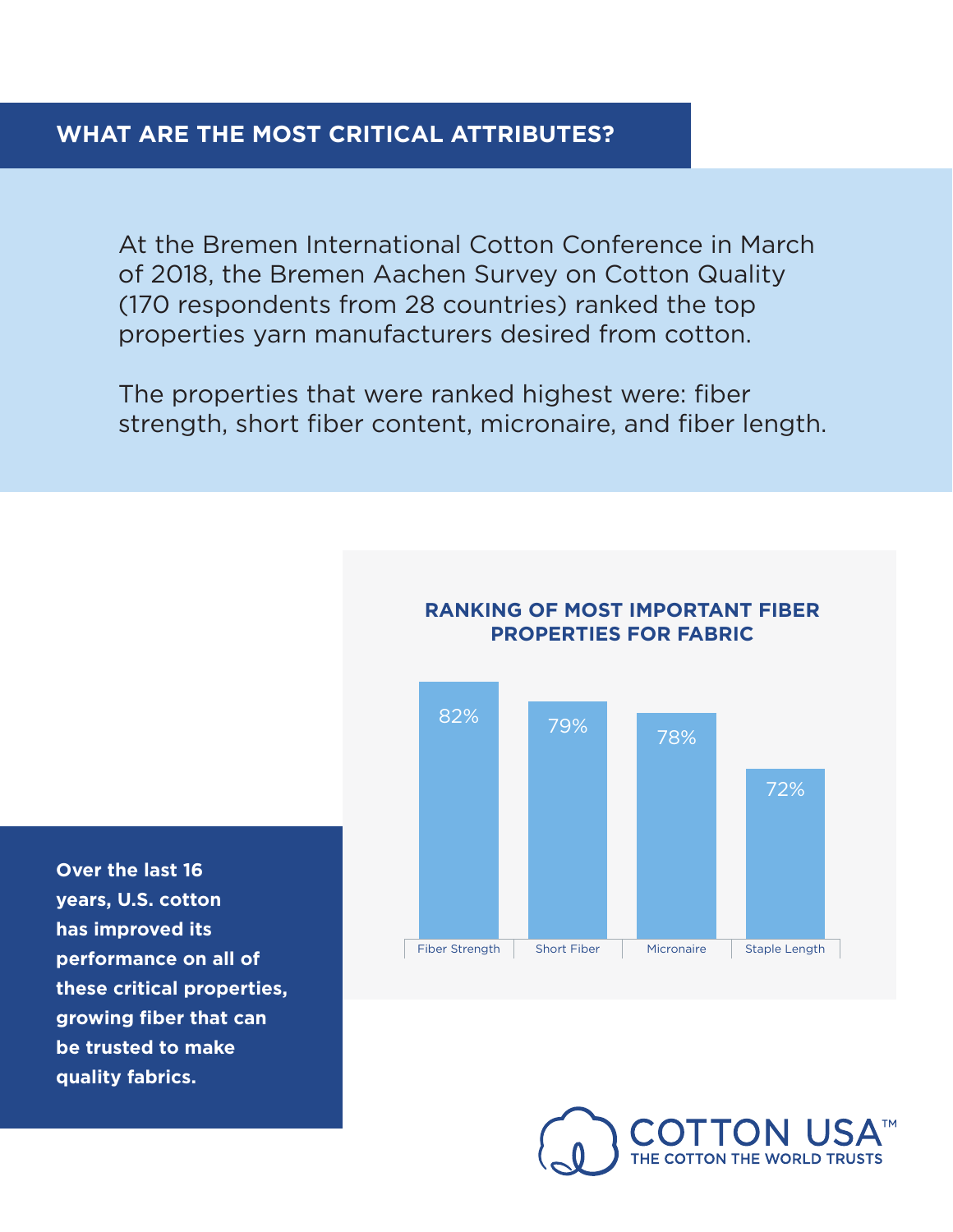## WHAT ARE THE MOST CRITICAL ATTRIBUTES?

At the Bremen International Cotton Conference in March of 2018, the Bremen Aachen Survey on Cotton Quality (170 respondents from 28 countries) ranked the top properties yarn manufacturers desired from cotton.

The properties that were ranked highest were: fiber strength, short fiber content, micronaire, and fiber length.

**RANKING OF MOST IMPORTANT FIBER PROPERTIES FOR FABRIC**

| Fiber Strength | Short Fiber | Micronaire | Staple Length |
| --- | --- | --- | --- |
| 82% | 79% | 78% | 72% |

**Over the last 16 years, U.S. cotton has improved its performance on all of these critical properties, growing fiber that can be trusted to make quality fabrics.**

COTTON USA™
THE COTTON THE WORLD TRUSTS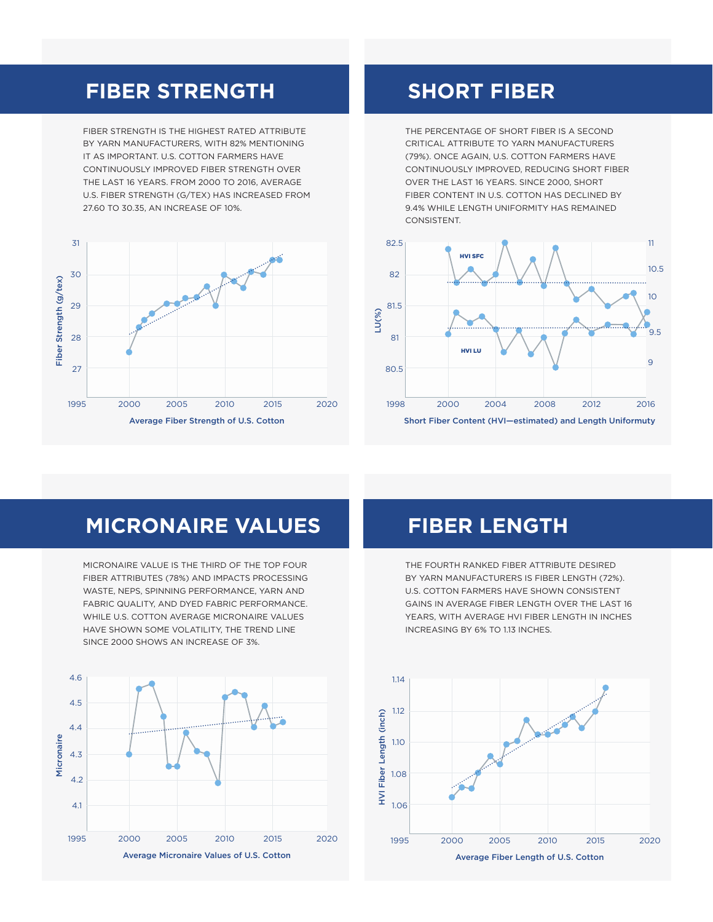## FIBER STRENGTH

FIBER STRENGTH IS THE HIGHEST RATED ATTRIBUTE BY YARN MANUFACTURERS, WITH 82% MENTIONING IT AS IMPORTANT. U.S. COTTON FARMERS HAVE CONTINUOUSLY IMPROVED FIBER STRENGTH OVER THE LAST 16 YEARS. FROM 2000 TO 2016, AVERAGE U.S. FIBER STRENGTH (G/TEX) HAS INCREASED FROM 27.60 TO 30.35, AN INCREASE OF 10%.

Average Fiber Strength of U.S. Cotton

## SHORT FIBER

THE PERCENTAGE OF SHORT FIBER IS A SECOND CRITICAL ATTRIBUTE TO YARN MANUFACTURERS (79%). ONCE AGAIN, U.S. COTTON FARMERS HAVE CONTINUOUSLY IMPROVED, REDUCING SHORT FIBER OVER THE LAST 16 YEARS. SINCE 2000, SHORT FIBER CONTENT IN U.S. COTTON HAS DECLINED BY 9.4% WHILE LENGTH UNIFORMITY HAS REMAINED CONSISTENT.

Short Fiber Content (HVI—estimated) and Length Uniformuty

## MICRONAIRE VALUES

MICRONAIRE VALUE IS THE THIRD OF THE TOP FOUR FIBER ATTRIBUTES (78%) AND IMPACTS PROCESSING WASTE, NEPS, SPINNING PERFORMANCE, YARN AND FABRIC QUALITY, AND DYED FABRIC PERFORMANCE. WHILE U.S. COTTON AVERAGE MICRONAIRE VALUES HAVE SHOWN SOME VOLATILITY, THE TREND LINE SINCE 2000 SHOWS AN INCREASE OF 3%.

Average Micronaire Values of U.S. Cotton

## FIBER LENGTH

THE FOURTH RANKED FIBER ATTRIBUTE DESIRED BY YARN MANUFACTURERS IS FIBER LENGTH (72%). U.S. COTTON FARMERS HAVE SHOWN CONSISTENT GAINS IN AVERAGE FIBER LENGTH OVER THE LAST 16 YEARS, WITH AVERAGE HVI FIBER LENGTH IN INCHES INCREASING BY 6% TO 1.13 INCHES.

Average Fiber Length of U.S. Cotton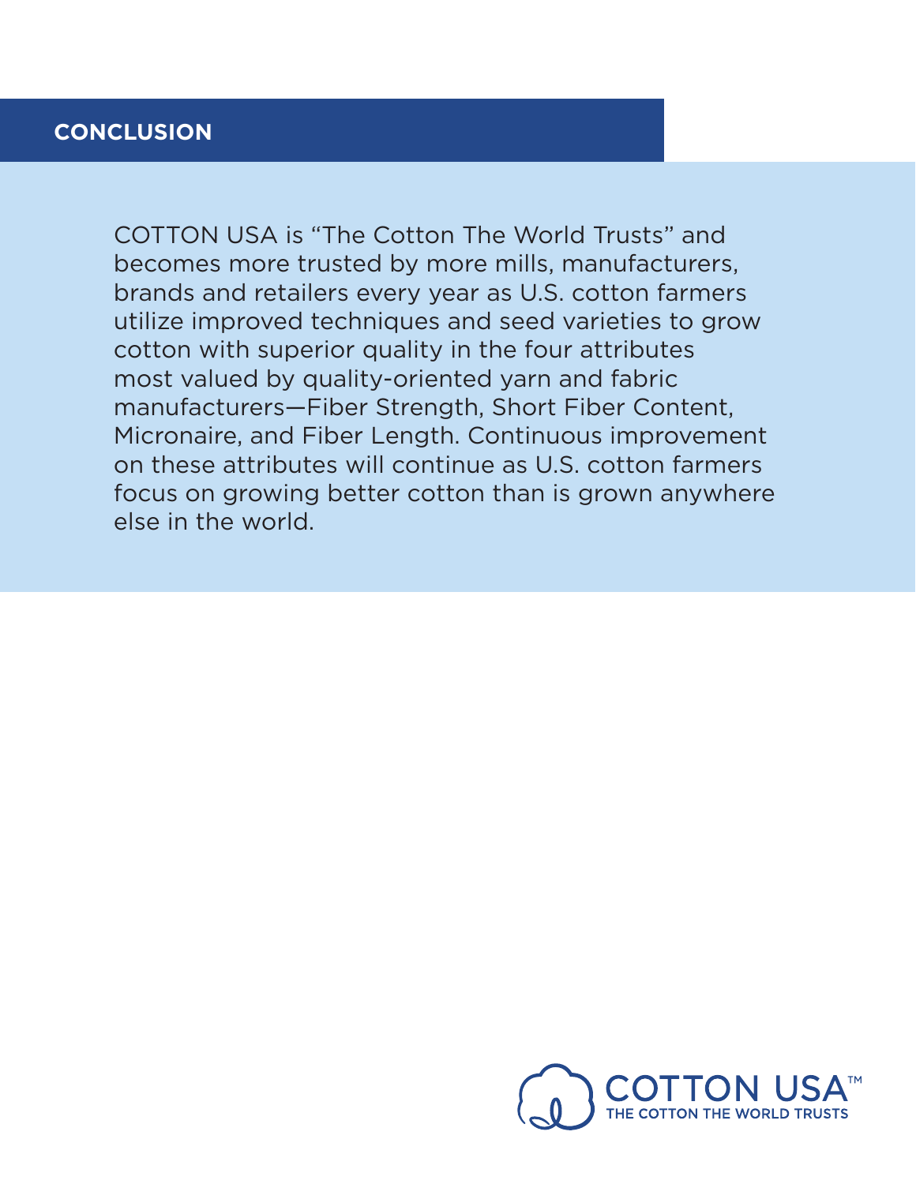## CONCLUSION

COTTON USA is “The Cotton The World Trusts” and becomes more trusted by more mills, manufacturers, brands and retailers every year as U.S. cotton farmers utilize improved techniques and seed varieties to grow cotton with superior quality in the four attributes most valued by quality-oriented yarn and fabric manufacturers—Fiber Strength, Short Fiber Content, Micronaire, and Fiber Length. Continuous improvement on these attributes will continue as U.S. cotton farmers focus on growing better cotton than is grown anywhere else in the world.

COTTON USA™
THE COTTON THE WORLD TRUSTS